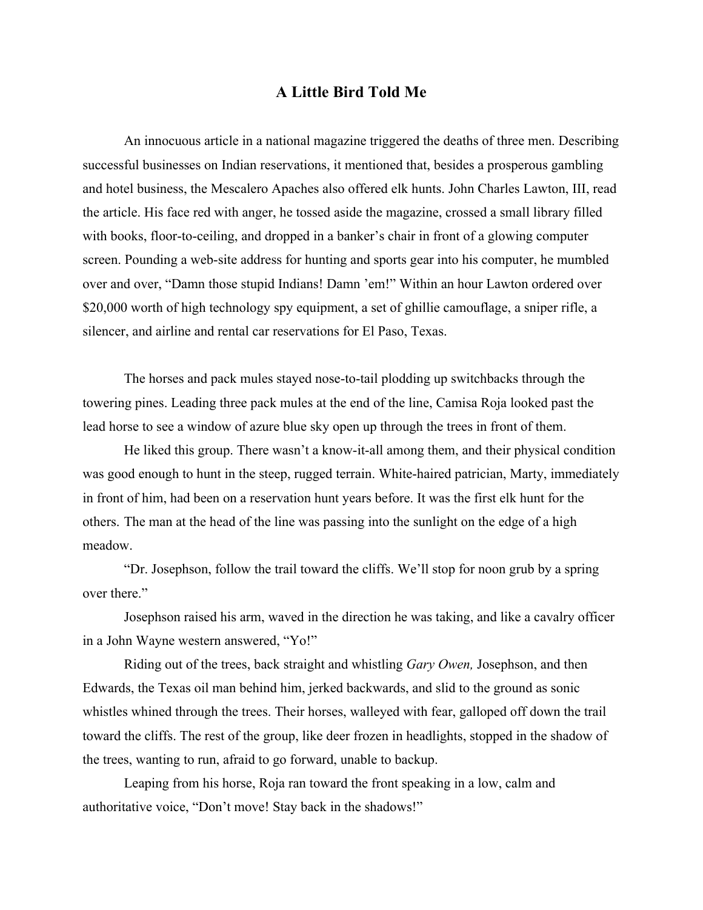# A Little Bird Told Me

An innocuous article in a national magazine triggered the deaths of three men. Describing successful businesses on Indian reservations, it mentioned that, besides a prosperous gambling and hotel business, the Mescalero Apaches also offered elk hunts. John Charles Lawton, III, read the article. His face red with anger, he tossed aside the magazine, crossed a small library filled with books, floor-to-ceiling, and dropped in a banker's chair in front of a glowing computer screen. Pounding a web-site address for hunting and sports gear into his computer, he mumbled over and over, "Damn those stupid Indians! Damn 'em!" Within an hour Lawton ordered over $20,000 worth of high technology spy equipment, a set of ghillie camouflage, a sniper rifle, a silencer, and airline and rental car reservations for El Paso, Texas.

The horses and pack mules stayed nose-to-tail plodding up switchbacks through the towering pines. Leading three pack mules at the end of the line, Camisa Roja looked past the lead horse to see a window of azure blue sky open up through the trees in front of them.

He liked this group. There wasn't a know-it-all among them, and their physical condition was good enough to hunt in the steep, rugged terrain. White-haired patrician, Marty, immediately in front of him, had been on a reservation hunt years before. It was the first elk hunt for the others. The man at the head of the line was passing into the sunlight on the edge of a high meadow.

"Dr. Josephson, follow the trail toward the cliffs. We'll stop for noon grub by a spring over there."

Josephson raised his arm, waved in the direction he was taking, and like a cavalry officer in a John Wayne western answered, "Yo!"

Riding out of the trees, back straight and whistling *Gary Owen,* Josephson, and then Edwards, the Texas oil man behind him, jerked backwards, and slid to the ground as sonic whistles whined through the trees. Their horses, walleyed with fear, galloped off down the trail toward the cliffs. The rest of the group, like deer frozen in headlights, stopped in the shadow of the trees, wanting to run, afraid to go forward, unable to backup.

Leaping from his horse, Roja ran toward the front speaking in a low, calm and authoritative voice, "Don't move! Stay back in the shadows!"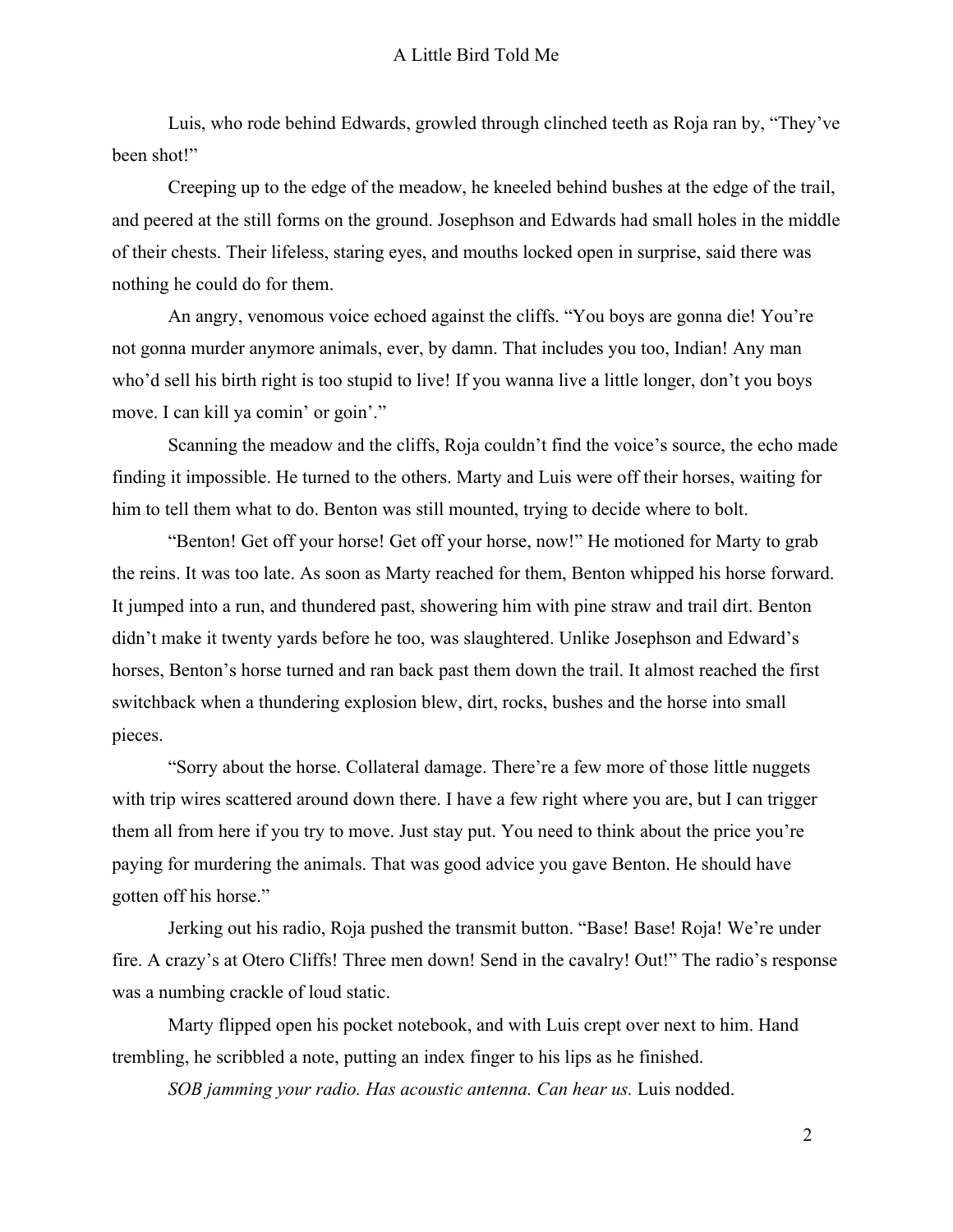Luis, who rode behind Edwards, growled through clinched teeth as Roja ran by, “They’ve been shot!”

Creeping up to the edge of the meadow, he kneeled behind bushes at the edge of the trail, and peered at the still forms on the ground. Josephson and Edwards had small holes in the middle of their chests. Their lifeless, staring eyes, and mouths locked open in surprise, said there was nothing he could do for them.

An angry, venomous voice echoed against the cliffs. “You boys are gonna die! You’re not gonna murder anymore animals, ever, by damn. That includes you too, Indian! Any man who’d sell his birth right is too stupid to live! If you wanna live a little longer, don’t you boys move. I can kill ya comin’ or goin’.”

Scanning the meadow and the cliffs, Roja couldn’t find the voice’s source, the echo made finding it impossible. He turned to the others. Marty and Luis were off their horses, waiting for him to tell them what to do. Benton was still mounted, trying to decide where to bolt.

“Benton! Get off your horse! Get off your horse, now!” He motioned for Marty to grab the reins. It was too late. As soon as Marty reached for them, Benton whipped his horse forward. It jumped into a run, and thundered past, showering him with pine straw and trail dirt. Benton didn’t make it twenty yards before he too, was slaughtered. Unlike Josephson and Edward’s horses, Benton’s horse turned and ran back past them down the trail. It almost reached the first switchback when a thundering explosion blew, dirt, rocks, bushes and the horse into small pieces.

“Sorry about the horse. Collateral damage. There’re a few more of those little nuggets with trip wires scattered around down there. I have a few right where you are, but I can trigger them all from here if you try to move. Just stay put. You need to think about the price you’re paying for murdering the animals. That was good advice you gave Benton. He should have gotten off his horse.”

Jerking out his radio, Roja pushed the transmit button. “Base! Base! Roja! We’re under fire. A crazy’s at Otero Cliffs! Three men down! Send in the cavalry! Out!” The radio’s response was a numbing crackle of loud static.

Marty flipped open his pocket notebook, and with Luis crept over next to him. Hand trembling, he scribbled a note, putting an index finger to his lips as he finished.

*SOB jamming your radio. Has acoustic antenna. Can hear us.* Luis nodded.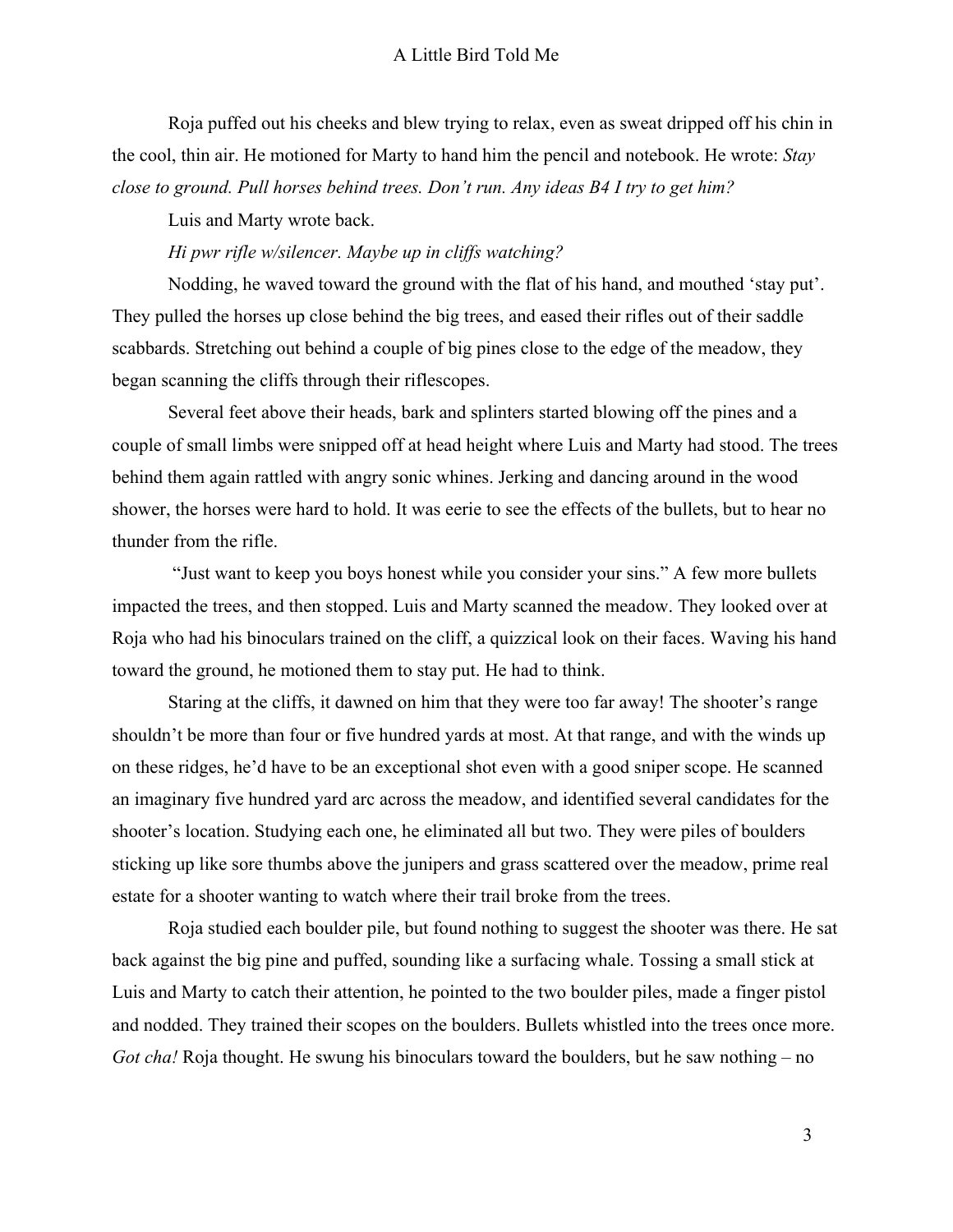Roja puffed out his cheeks and blew trying to relax, even as sweat dripped off his chin in the cool, thin air. He motioned for Marty to hand him the pencil and notebook. He wrote: *Stay close to ground. Pull horses behind trees. Don't run. Any ideas B4 I try to get him?*

Luis and Marty wrote back.

*Hi pwr rifle w/silencer. Maybe up in cliffs watching?*

Nodding, he waved toward the ground with the flat of his hand, and mouthed 'stay put'. They pulled the horses up close behind the big trees, and eased their rifles out of their saddle scabbards. Stretching out behind a couple of big pines close to the edge of the meadow, they began scanning the cliffs through their riflescopes.

Several feet above their heads, bark and splinters started blowing off the pines and a couple of small limbs were snipped off at head height where Luis and Marty had stood. The trees behind them again rattled with angry sonic whines. Jerking and dancing around in the wood shower, the horses were hard to hold. It was eerie to see the effects of the bullets, but to hear no thunder from the rifle.

"Just want to keep you boys honest while you consider your sins." A few more bullets impacted the trees, and then stopped. Luis and Marty scanned the meadow. They looked over at Roja who had his binoculars trained on the cliff, a quizzical look on their faces. Waving his hand toward the ground, he motioned them to stay put. He had to think.

Staring at the cliffs, it dawned on him that they were too far away! The shooter's range shouldn't be more than four or five hundred yards at most. At that range, and with the winds up on these ridges, he'd have to be an exceptional shot even with a good sniper scope. He scanned an imaginary five hundred yard arc across the meadow, and identified several candidates for the shooter's location. Studying each one, he eliminated all but two. They were piles of boulders sticking up like sore thumbs above the junipers and grass scattered over the meadow, prime real estate for a shooter wanting to watch where their trail broke from the trees.

Roja studied each boulder pile, but found nothing to suggest the shooter was there. He sat back against the big pine and puffed, sounding like a surfacing whale. Tossing a small stick at Luis and Marty to catch their attention, he pointed to the two boulder piles, made a finger pistol and nodded. They trained their scopes on the boulders. Bullets whistled into the trees once more. *Got cha!* Roja thought. He swung his binoculars toward the boulders, but he saw nothing – no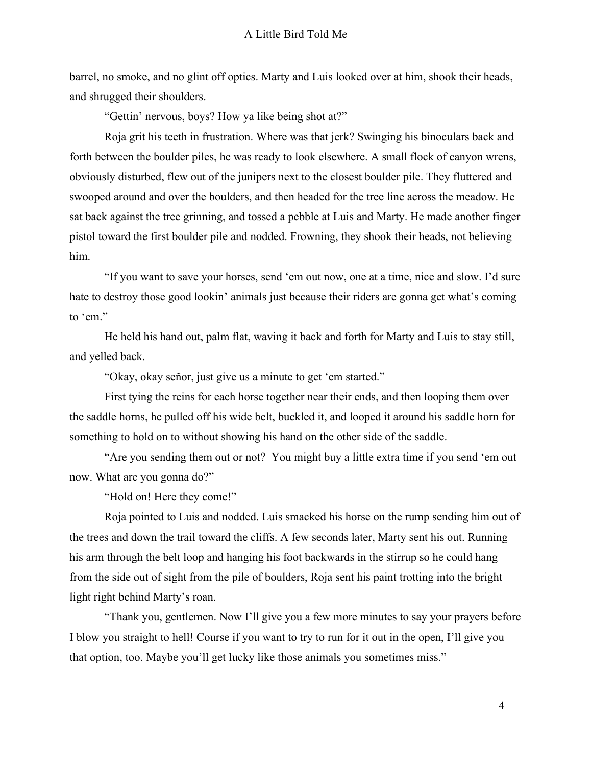barrel, no smoke, and no glint off optics. Marty and Luis looked over at him, shook their heads, and shrugged their shoulders.

"Gettin' nervous, boys? How ya like being shot at?"

Roja grit his teeth in frustration. Where was that jerk? Swinging his binoculars back and forth between the boulder piles, he was ready to look elsewhere. A small flock of canyon wrens, obviously disturbed, flew out of the junipers next to the closest boulder pile. They fluttered and swooped around and over the boulders, and then headed for the tree line across the meadow. He sat back against the tree grinning, and tossed a pebble at Luis and Marty. He made another finger pistol toward the first boulder pile and nodded. Frowning, they shook their heads, not believing him.

"If you want to save your horses, send 'em out now, one at a time, nice and slow. I'd sure hate to destroy those good lookin' animals just because their riders are gonna get what's coming to 'em."

He held his hand out, palm flat, waving it back and forth for Marty and Luis to stay still, and yelled back.

"Okay, okay señor, just give us a minute to get 'em started."

First tying the reins for each horse together near their ends, and then looping them over the saddle horns, he pulled off his wide belt, buckled it, and looped it around his saddle horn for something to hold on to without showing his hand on the other side of the saddle.

"Are you sending them out or not? You might buy a little extra time if you send 'em out now. What are you gonna do?"

"Hold on! Here they come!"

Roja pointed to Luis and nodded. Luis smacked his horse on the rump sending him out of the trees and down the trail toward the cliffs. A few seconds later, Marty sent his out. Running his arm through the belt loop and hanging his foot backwards in the stirrup so he could hang from the side out of sight from the pile of boulders, Roja sent his paint trotting into the bright light right behind Marty's roan.

"Thank you, gentlemen. Now I'll give you a few more minutes to say your prayers before I blow you straight to hell! Course if you want to try to run for it out in the open, I'll give you that option, too. Maybe you'll get lucky like those animals you sometimes miss."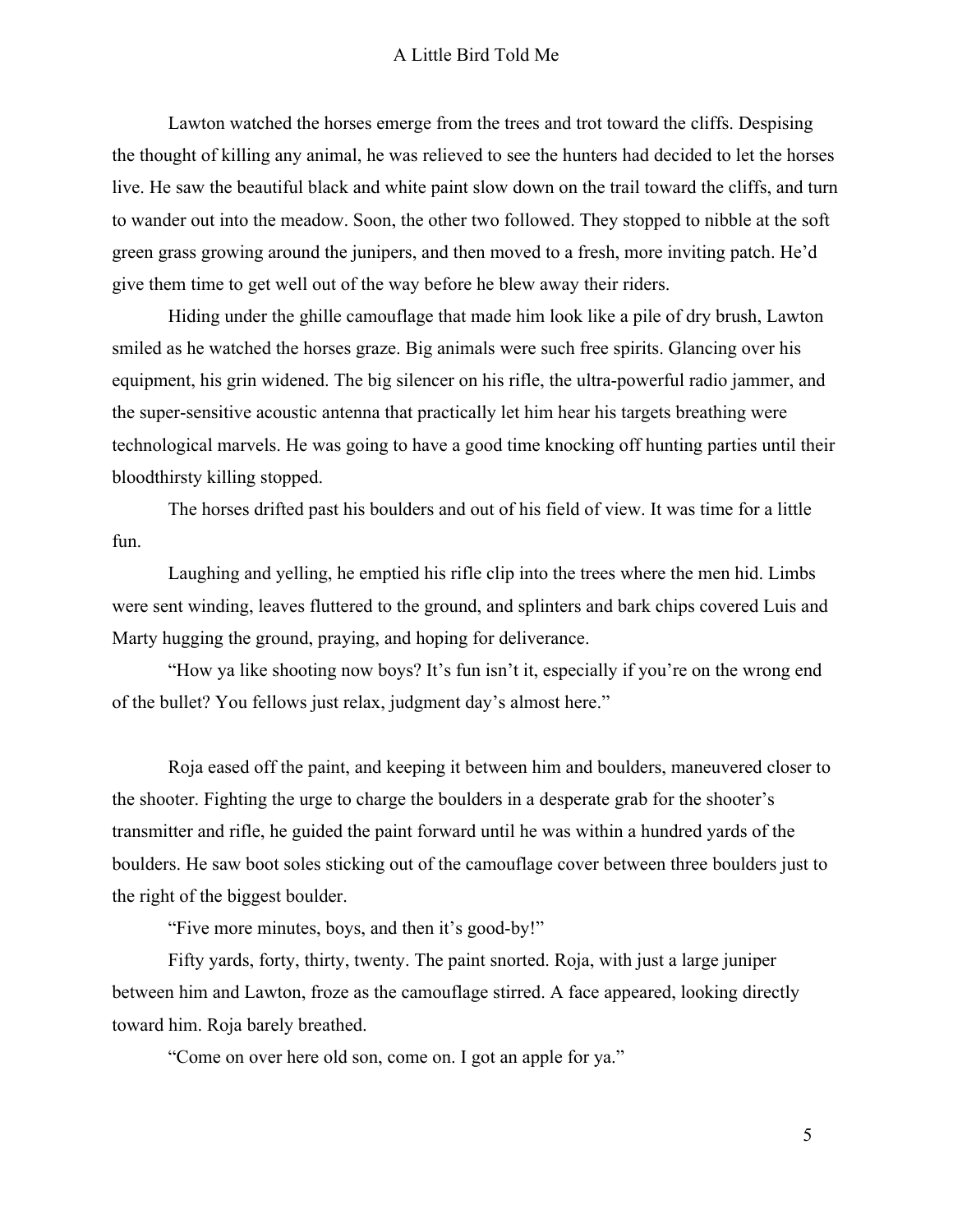Lawton watched the horses emerge from the trees and trot toward the cliffs. Despising the thought of killing any animal, he was relieved to see the hunters had decided to let the horses live. He saw the beautiful black and white paint slow down on the trail toward the cliffs, and turn to wander out into the meadow. Soon, the other two followed. They stopped to nibble at the soft green grass growing around the junipers, and then moved to a fresh, more inviting patch. He'd give them time to get well out of the way before he blew away their riders.

Hiding under the ghille camouflage that made him look like a pile of dry brush, Lawton smiled as he watched the horses graze. Big animals were such free spirits. Glancing over his equipment, his grin widened. The big silencer on his rifle, the ultra-powerful radio jammer, and the super-sensitive acoustic antenna that practically let him hear his targets breathing were technological marvels. He was going to have a good time knocking off hunting parties until their bloodthirsty killing stopped.

The horses drifted past his boulders and out of his field of view. It was time for a little fun.

Laughing and yelling, he emptied his rifle clip into the trees where the men hid. Limbs were sent winding, leaves fluttered to the ground, and splinters and bark chips covered Luis and Marty hugging the ground, praying, and hoping for deliverance.

"How ya like shooting now boys? It's fun isn't it, especially if you're on the wrong end of the bullet? You fellows just relax, judgment day's almost here."

Roja eased off the paint, and keeping it between him and boulders, maneuvered closer to the shooter. Fighting the urge to charge the boulders in a desperate grab for the shooter's transmitter and rifle, he guided the paint forward until he was within a hundred yards of the boulders. He saw boot soles sticking out of the camouflage cover between three boulders just to the right of the biggest boulder.

"Five more minutes, boys, and then it's good-by!"

Fifty yards, forty, thirty, twenty. The paint snorted. Roja, with just a large juniper between him and Lawton, froze as the camouflage stirred. A face appeared, looking directly toward him. Roja barely breathed.

"Come on over here old son, come on. I got an apple for ya."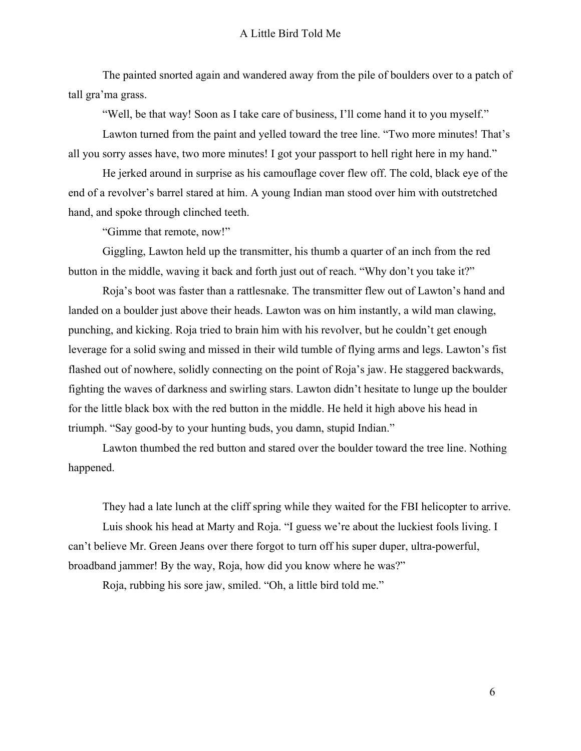The painted snorted again and wandered away from the pile of boulders over to a patch of tall gra'ma grass.

"Well, be that way! Soon as I take care of business, I'll come hand it to you myself."

Lawton turned from the paint and yelled toward the tree line. "Two more minutes! That's all you sorry asses have, two more minutes! I got your passport to hell right here in my hand."

He jerked around in surprise as his camouflage cover flew off. The cold, black eye of the end of a revolver's barrel stared at him. A young Indian man stood over him with outstretched hand, and spoke through clinched teeth.

"Gimme that remote, now!"

Giggling, Lawton held up the transmitter, his thumb a quarter of an inch from the red button in the middle, waving it back and forth just out of reach. "Why don't you take it?"

Roja's boot was faster than a rattlesnake. The transmitter flew out of Lawton's hand and landed on a boulder just above their heads. Lawton was on him instantly, a wild man clawing, punching, and kicking. Roja tried to brain him with his revolver, but he couldn't get enough leverage for a solid swing and missed in their wild tumble of flying arms and legs. Lawton's fist flashed out of nowhere, solidly connecting on the point of Roja's jaw. He staggered backwards, fighting the waves of darkness and swirling stars. Lawton didn't hesitate to lunge up the boulder for the little black box with the red button in the middle. He held it high above his head in triumph. "Say good-by to your hunting buds, you damn, stupid Indian."

Lawton thumbed the red button and stared over the boulder toward the tree line. Nothing happened.

They had a late lunch at the cliff spring while they waited for the FBI helicopter to arrive.

Luis shook his head at Marty and Roja. "I guess we're about the luckiest fools living. I can't believe Mr. Green Jeans over there forgot to turn off his super duper, ultra-powerful, broadband jammer! By the way, Roja, how did you know where he was?"

Roja, rubbing his sore jaw, smiled. "Oh, a little bird told me."